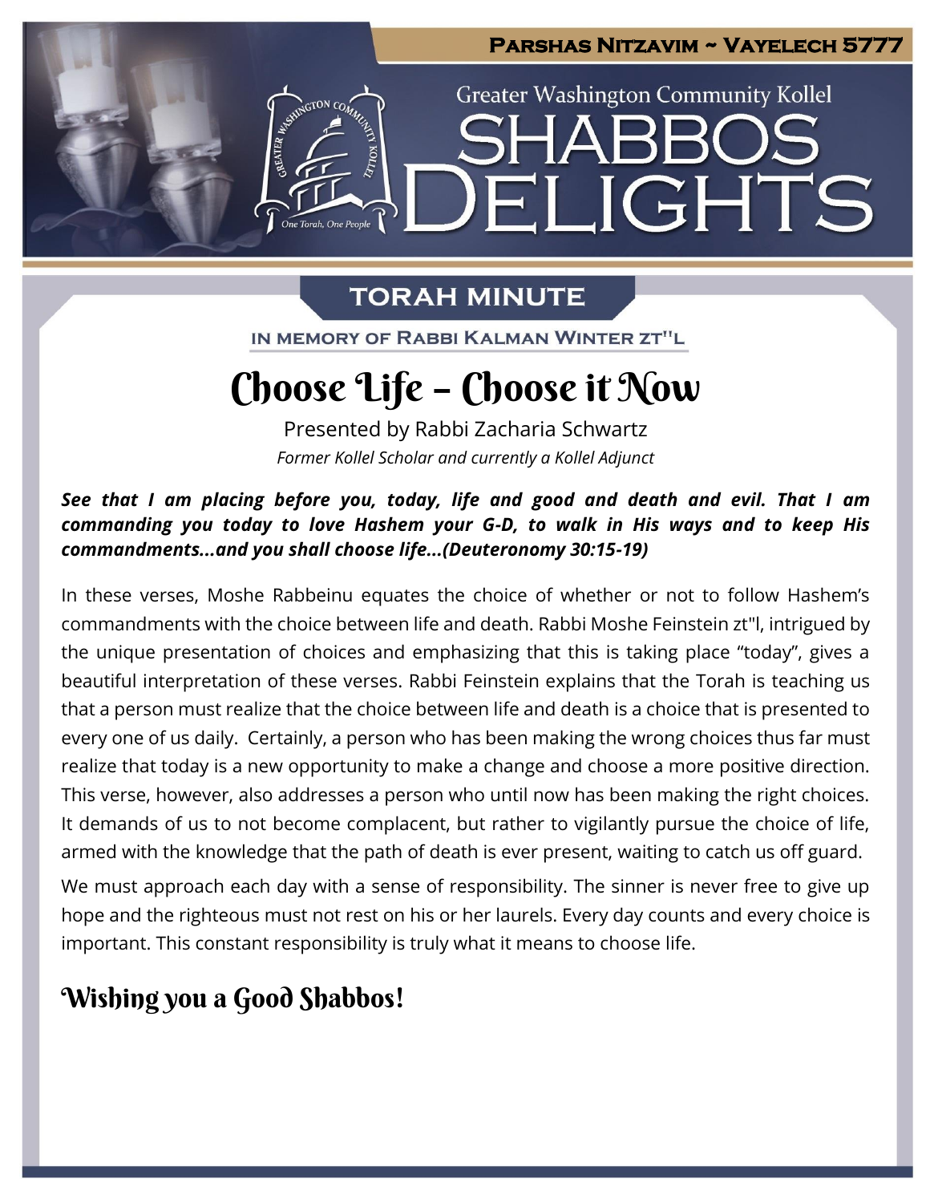Parshas Nitzavim ~ Vayelech 5777

Greater Washington Community Kollel

# SHABBOS DELIGHTS

## TORAH MINUTE

IN MEMORY OF RABBI KALMAN WINTER ZT"L

# Choose Life – Choose it Now

Presented by Rabbi Zacharia Schwartz

*Former Kollel Scholar and currently a Kollel Adjunct*

***See that I am placing before you, today, life and good and death and evil. That I am commanding you today to love Hashem your G-D, to walk in His ways and to keep His commandments...and you shall choose life...(Deuteronomy 30:15-19)***

In these verses, Moshe Rabbeinu equates the choice of whether or not to follow Hashem's commandments with the choice between life and death. Rabbi Moshe Feinstein zt"l, intrigued by the unique presentation of choices and emphasizing that this is taking place "today", gives a beautiful interpretation of these verses. Rabbi Feinstein explains that the Torah is teaching us that a person must realize that the choice between life and death is a choice that is presented to every one of us daily. Certainly, a person who has been making the wrong choices thus far must realize that today is a new opportunity to make a change and choose a more positive direction. This verse, however, also addresses a person who until now has been making the right choices. It demands of us to not become complacent, but rather to vigilantly pursue the choice of life, armed with the knowledge that the path of death is ever present, waiting to catch us off guard.

We must approach each day with a sense of responsibility. The sinner is never free to give up hope and the righteous must not rest on his or her laurels. Every day counts and every choice is important. This constant responsibility is truly what it means to choose life.

## Wishing you a Good Shabbos!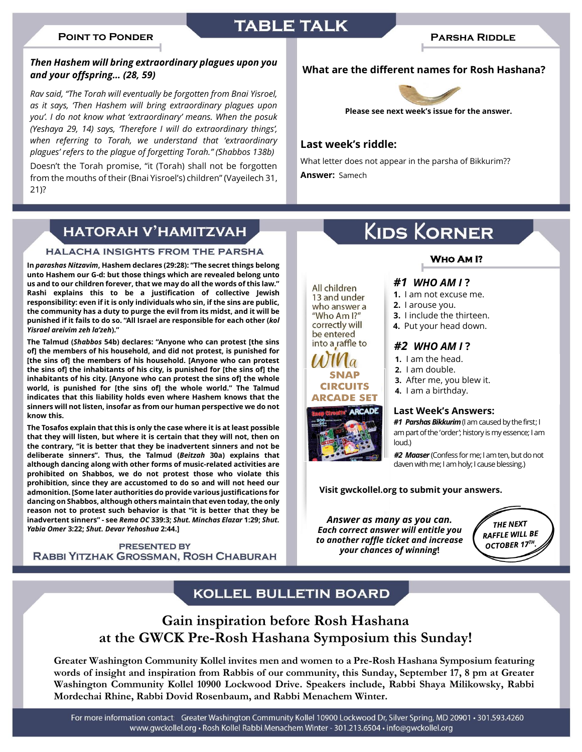# TABLE TALK

## Point to Ponder

***Then Hashem will bring extraordinary plagues upon you and your offspring... (28, 59)***

*Rav said, "The Torah will eventually be forgotten from Bnai Yisroel, as it says, 'Then Hashem will bring extraordinary plagues upon you'. I do not know what 'extraordinary' means. When the posuk (Yeshaya 29, 14) says, 'Therefore I will do extraordinary things', when referring to Torah, we understand that 'extraordinary plagues' refers to the plague of forgetting Torah." (Shabbos 138b)*

Doesn't the Torah promise, "it (Torah) shall not be forgotten from the mouths of their (Bnai Yisroel's) children" (Vayeilech 31, 21)?

## Parsha Riddle

**What are the different names for Rosh Hashana?**

**Please see next week's issue for the answer.**

**Last week's riddle:**

What letter does not appear in the parsha of Bikkurim??

**Answer:** Samech

# HATORAH V'HAMITZVAH

## HALACHA INSIGHTS FROM THE PARSHA

**In *parashas Nitzavim*, Hashem declares (29:28): "The secret things belong unto Hashem our G-d: but those things which are revealed belong unto us and to our children forever, that we may do all the words of this law." Rashi explains this to be a justification of collective Jewish responsibility: even if it is only individuals who sin, if the sins are public, the community has a duty to purge the evil from its midst, and it will be punished if it fails to do so. "All Israel are responsible for each other (*kol Yisrael areivim zeh la'zeh*)."**

**The Talmud (*Shabbos* 54b) declares: "Anyone who can protest [the sins of] the members of his household, and did not protest, is punished for [the sins of] the members of his household. [Anyone who can protest the sins of] the inhabitants of his city, is punished for [the sins of] the inhabitants of his city. [Anyone who can protest the sins of] the whole world, is punished for [the sins of] the whole world." The Talmud indicates that this liability holds even where Hashem knows that the sinners will not listen, insofar as from our human perspective we do not know this.**

**The Tosafos explain that this is only the case where it is at least possible that they will listen, but where it is certain that they will not, then on the contrary, "it is better that they be inadvertent sinners and not be deliberate sinners". Thus, the Talmud (*Beitzah* 30a) explains that although dancing along with other forms of music-related activities are prohibited on Shabbos, we do not protest those who violate this prohibition, since they are accustomed to do so and will not heed our admonition. [Some later authorities do provide various justifications for dancing on Shabbos, although others maintain that even today, the only reason not to protest such behavior is that "it is better that they be inadvertent sinners" - see *Rema OC* 339:3; *Shut. Minchas Elazar* 1:29; *Shut. Yabia Omer* 3:22; *Shut. Devar Yehoshua* 2:44.]**

PRESENTED BY
RABBI YITZHAK GROSSMAN, ROSH CHABURAH

# KIDS KORNER

## Who Am I?

All children 13 and under who answer a "Who Am I?" correctly will be entered into a raffle to win a SNAP CIRCUITS ARCADE SET

### #1 WHO AM I ?

1. I am not excuse me.
2. I arouse you.
3. I include the thirteen.
4. Put your head down.

### #2 WHO AM I ?

1. I am the head.
2. I am double.
3. After me, you blew it.
4. I am a birthday.

### Last Week's Answers:

***#1 Parshas Bikkurim*** (I am caused by the first; I am part of the 'order'; history is my essence; I am loud.)

***#2 Maaser*** (Confess for me; I am ten, but do not daven with me; I am holy; I cause blessing.)

**Visit gwckollel.org to submit your answers.**

***Answer as many as you can. Each correct answer will entitle you to another raffle ticket and increase your chances of winning!***

***THE NEXT RAFFLE WILL BE OCTOBER 17TH.***

# KOLLEL BULLETIN BOARD

## Gain inspiration before Rosh Hashana at the GWCK Pre-Rosh Hashana Symposium this Sunday!

**Greater Washington Community Kollel invites men and women to a Pre-Rosh Hashana Symposium featuring words of insight and inspiration from Rabbis of our community, this Sunday, September 17, 8 pm at Greater Washington Community Kollel 10900 Lockwood Drive. Speakers include, Rabbi Shaya Milikowsky, Rabbi Mordechai Rhine, Rabbi Dovid Rosenbaum, and Rabbi Menachem Winter.**

For more information contact: Greater Washington Community Kollel 10900 Lockwood Dr, Silver Spring, MD 20901 • 301.593.4260
www.gwckollel.org • Rosh Kollel Rabbi Menachem Winter - 301.213.6504 • info@gwckollel.org